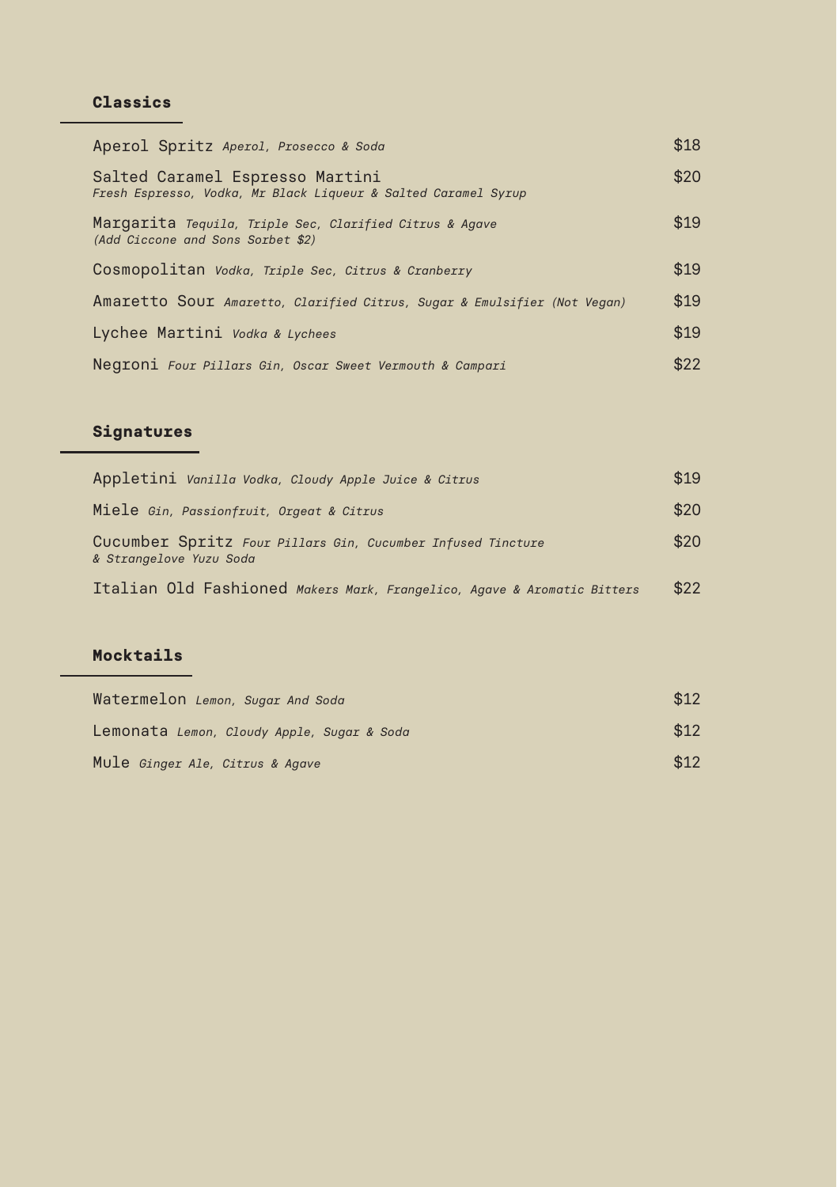## Classics

Aperol Spritz *Aperol, Prosecco & Soda* — $18

Salted Caramel Espresso Martini
*Fresh Espresso, Vodka, Mr Black Liqueur & Salted Caramel Syrup* — $20

Margarita *Tequila, Triple Sec, Clarified Citrus & Agave*
*(Add Ciccone and Sons Sorbet $2)* — $19

Cosmopolitan *Vodka, Triple Sec, Citrus & Cranberry* — $19

Amaretto Sour *Amaretto, Clarified Citrus, Sugar & Emulsifier (Not Vegan)* — $19

Lychee Martini *Vodka & Lychees* — $19

Negroni *Four Pillars Gin, Oscar Sweet Vermouth & Campari* — $22

## Signatures

Appletini *Vanilla Vodka, Cloudy Apple Juice & Citrus* — $19

Miele *Gin, Passionfruit, Orgeat & Citrus* — $20

Cucumber Spritz *Four Pillars Gin, Cucumber Infused Tincture & Strangelove Yuzu Soda* — $20

Italian Old Fashioned *Makers Mark, Frangelico, Agave & Aromatic Bitters* — $22

## Mocktails

Watermelon *Lemon, Sugar And Soda* — $12

Lemonata *Lemon, Cloudy Apple, Sugar & Soda* — $12

Mule *Ginger Ale, Citrus & Agave* — $12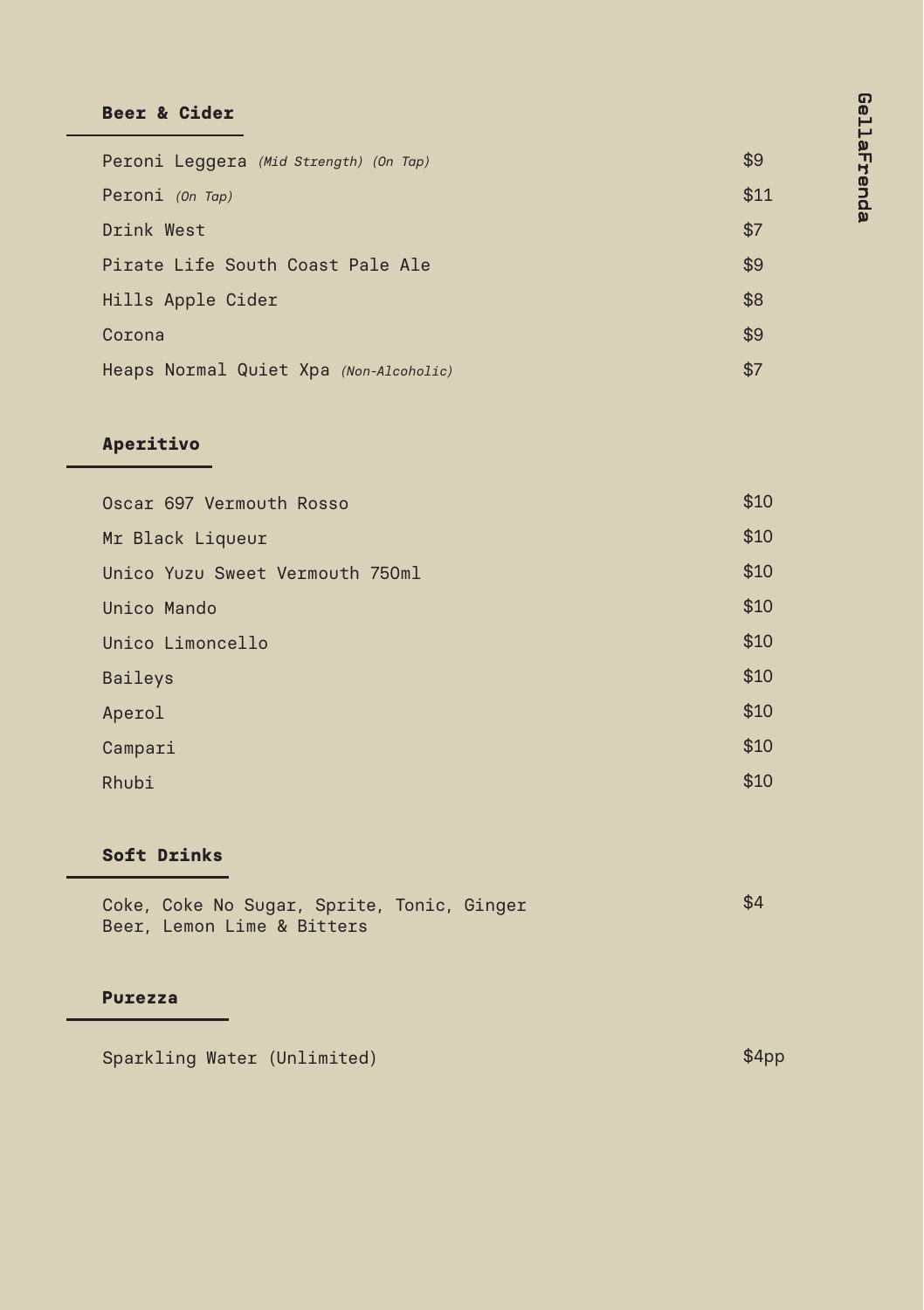## Beer & Cider

| | |
|---|---|
| Peroni Leggera *(Mid Strength) (On Tap)* | $9 |
| Peroni *(On Tap)* | $11 |
| Drink West | $7 |
| Pirate Life South Coast Pale Ale | $9 |
| Hills Apple Cider | $8 |
| Corona | $9 |
| Heaps Normal Quiet Xpa *(Non-Alcoholic)* | $7 |

## Aperitivo

| | |
|---|---|
| Oscar 697 Vermouth Rosso | $10 |
| Mr Black Liqueur | $10 |
| Unico Yuzu Sweet Vermouth 750ml | $10 |
| Unico Mando | $10 |
| Unico Limoncello | $10 |
| Baileys | $10 |
| Aperol | $10 |
| Campari | $10 |
| Rhubi | $10 |

## Soft Drinks

| | |
|---|---|
| Coke, Coke No Sugar, Sprite, Tonic, Ginger Beer, Lemon Lime & Bitters | $4 |

## Purezza

| | |
|---|---|
| Sparkling Water (Unlimited) | $4pp |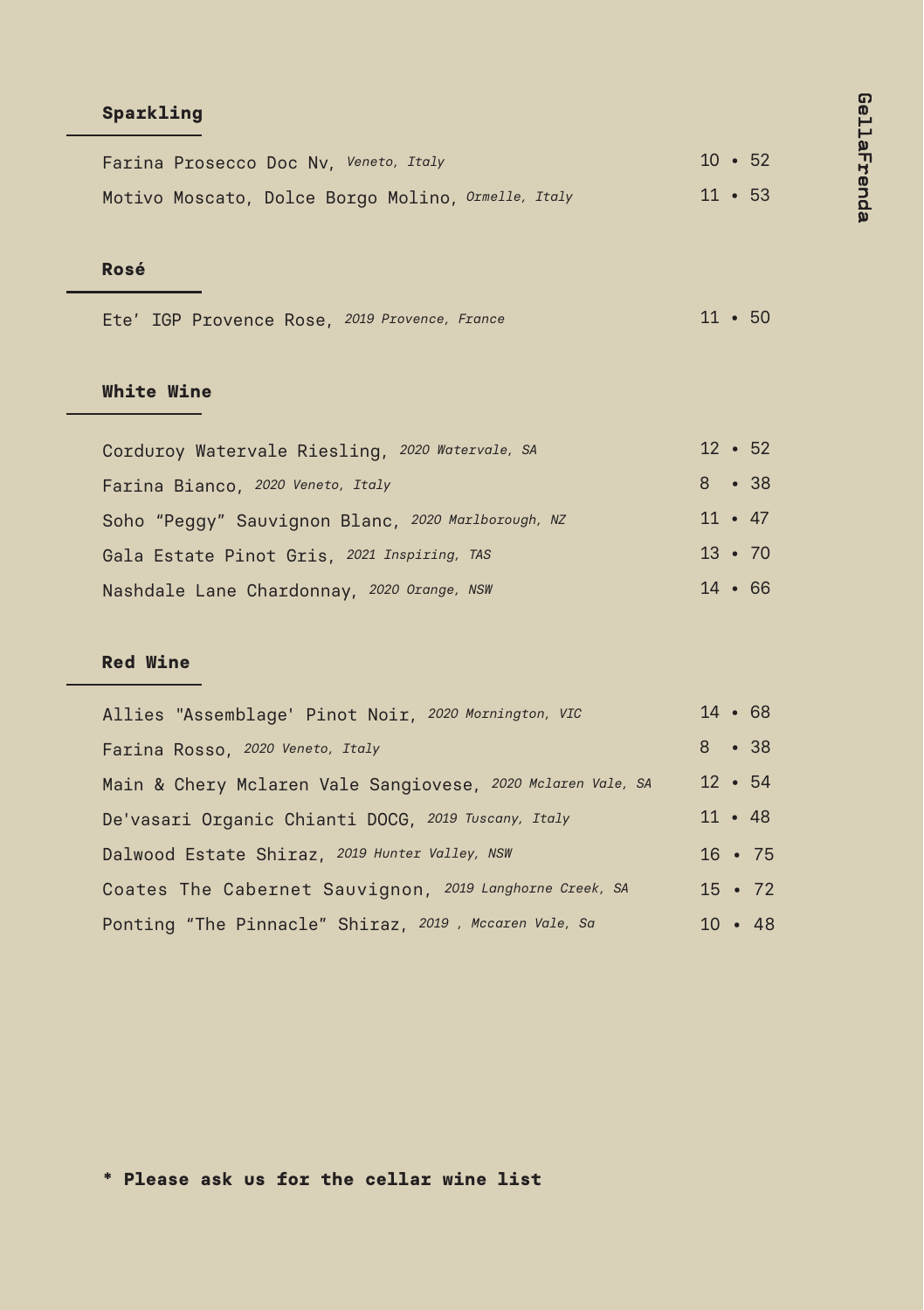## Sparkling

Farina Prosecco Doc Nv, *Veneto, Italy* 10 • 52

Motivo Moscato, Dolce Borgo Molino, *Ormelle, Italy* 11 • 53

## Rosé

Ete' IGP Provence Rose, *2019 Provence, France* 11 • 50

## White Wine

Corduroy Watervale Riesling, *2020 Watervale, SA* 12 • 52

Farina Bianco, *2020 Veneto, Italy* 8 • 38

Soho "Peggy" Sauvignon Blanc, *2020 Marlborough, NZ* 11 • 47

Gala Estate Pinot Gris, *2021 Inspiring, TAS* 13 • 70

Nashdale Lane Chardonnay, *2020 Orange, NSW* 14 • 66

## Red Wine

Allies "Assemblage' Pinot Noir, *2020 Mornington, VIC* 14 • 68

Farina Rosso, *2020 Veneto, Italy* 8 • 38

Main & Chery Mclaren Vale Sangiovese, *2020 Mclaren Vale, SA* 12 • 54

De'vasari Organic Chianti DOCG, *2019 Tuscany, Italy* 11 • 48

Dalwood Estate Shiraz, *2019 Hunter Valley, NSW* 16 • 75

Coates The Cabernet Sauvignon, *2019 Langhorne Creek, SA* 15 • 72

Ponting "The Pinnacle" Shiraz, *2019 , Mccaren Vale, Sa* 10 • 48

**\* Please ask us for the cellar wine list**